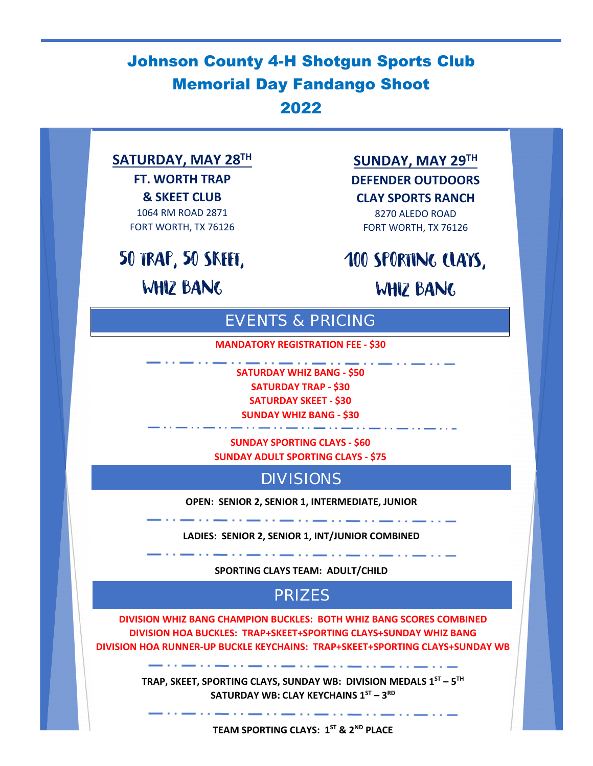# Johnson County 4-H Shotgun Sports Club Memorial Day Fandango Shoot 2022

**SATURDAY, MAY 28TH**

**FT. WORTH TRAP & SKEET CLUB**

1064 RM ROAD 2871
FORT WORTH, TX 76126

50 TRAP, 50 SKEET, WHIZ BANG

**SUNDAY, MAY 29TH**

**DEFENDER OUTDOORS CLAY SPORTS RANCH**

8270 ALEDO ROAD
FORT WORTH, TX 76126

100 SPORTING CLAYS, WHIZ BANG

## EVENTS & PRICING

**MANDATORY REGISTRATION FEE - $30**

**SATURDAY WHIZ BANG - $50**
**SATURDAY TRAP - $30**
**SATURDAY SKEET - $30**
**SUNDAY WHIZ BANG - $30**

**SUNDAY SPORTING CLAYS - $60**
**SUNDAY ADULT SPORTING CLAYS - $75**

## DIVISIONS

**OPEN: SENIOR 2, SENIOR 1, INTERMEDIATE, JUNIOR**

**LADIES: SENIOR 2, SENIOR 1, INT/JUNIOR COMBINED**

**SPORTING CLAYS TEAM: ADULT/CHILD**

## PRIZES

**DIVISION WHIZ BANG CHAMPION BUCKLES: BOTH WHIZ BANG SCORES COMBINED**
**DIVISION HOA BUCKLES: TRAP+SKEET+SPORTING CLAYS+SUNDAY WHIZ BANG**
**DIVISION HOA RUNNER-UP BUCKLE KEYCHAINS: TRAP+SKEET+SPORTING CLAYS+SUNDAY WB**

**TRAP, SKEET, SPORTING CLAYS, SUNDAY WB: DIVISION MEDALS 1ST – 5TH**
**SATURDAY WB: CLAY KEYCHAINS 1ST – 3RD**

**TEAM SPORTING CLAYS: 1ST & 2ND PLACE**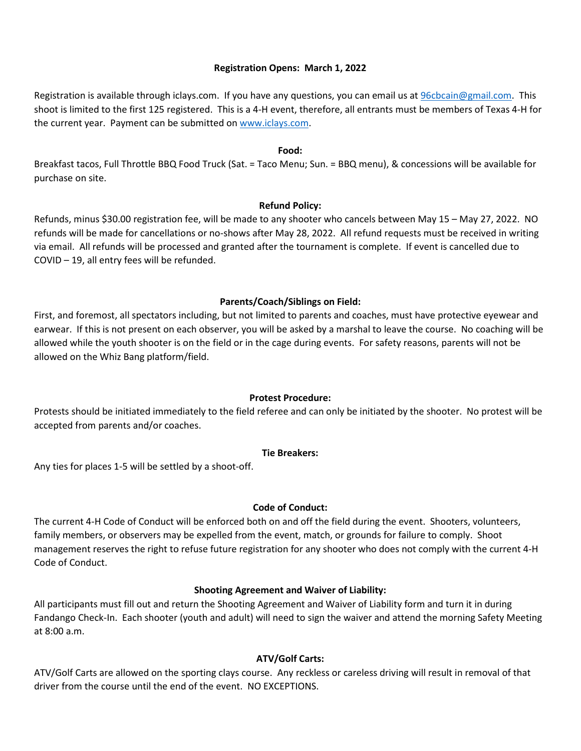**Registration Opens: March 1, 2022**

Registration is available through iclays.com. If you have any questions, you can email us at 96cbcain@gmail.com. This shoot is limited to the first 125 registered. This is a 4-H event, therefore, all entrants must be members of Texas 4-H for the current year. Payment can be submitted on www.iclays.com.

**Food:**

Breakfast tacos, Full Throttle BBQ Food Truck (Sat. = Taco Menu; Sun. = BBQ menu), & concessions will be available for purchase on site.

**Refund Policy:**

Refunds, minus $30.00 registration fee, will be made to any shooter who cancels between May 15 – May 27, 2022. NO refunds will be made for cancellations or no-shows after May 28, 2022. All refund requests must be received in writing via email. All refunds will be processed and granted after the tournament is complete. If event is cancelled due to COVID – 19, all entry fees will be refunded.

**Parents/Coach/Siblings on Field:**

First, and foremost, all spectators including, but not limited to parents and coaches, must have protective eyewear and earwear. If this is not present on each observer, you will be asked by a marshal to leave the course. No coaching will be allowed while the youth shooter is on the field or in the cage during events. For safety reasons, parents will not be allowed on the Whiz Bang platform/field.

**Protest Procedure:**

Protests should be initiated immediately to the field referee and can only be initiated by the shooter. No protest will be accepted from parents and/or coaches.

**Tie Breakers:**

Any ties for places 1-5 will be settled by a shoot-off.

**Code of Conduct:**

The current 4-H Code of Conduct will be enforced both on and off the field during the event. Shooters, volunteers, family members, or observers may be expelled from the event, match, or grounds for failure to comply. Shoot management reserves the right to refuse future registration for any shooter who does not comply with the current 4-H Code of Conduct.

**Shooting Agreement and Waiver of Liability:**

All participants must fill out and return the Shooting Agreement and Waiver of Liability form and turn it in during Fandango Check-In. Each shooter (youth and adult) will need to sign the waiver and attend the morning Safety Meeting at 8:00 a.m.

**ATV/Golf Carts:**

ATV/Golf Carts are allowed on the sporting clays course. Any reckless or careless driving will result in removal of that driver from the course until the end of the event. NO EXCEPTIONS.